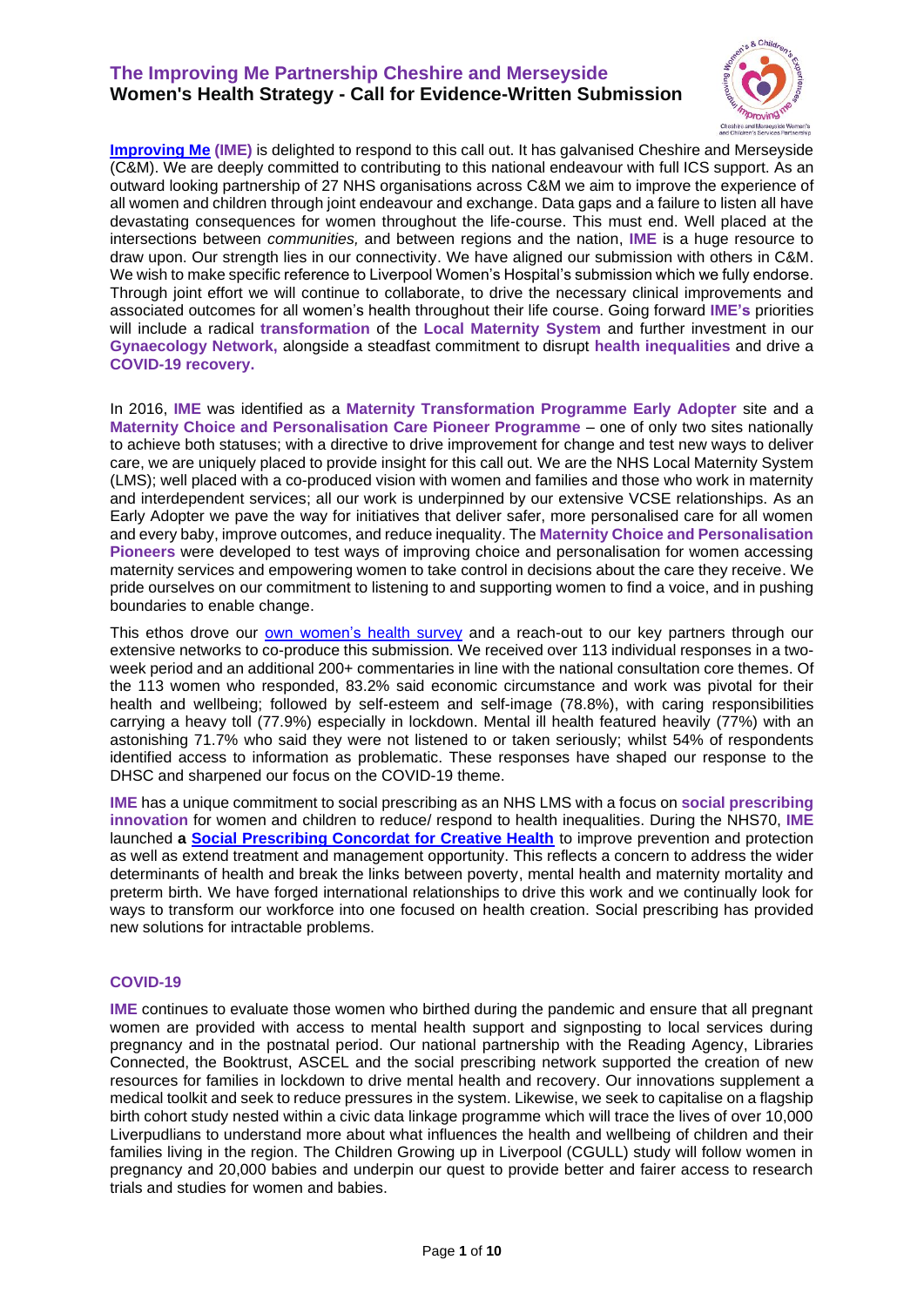# The Improving Me Partnership Cheshire and Merseyside

## Women's Health Strategy - Call for Evidence-Written Submission

**Improving Me (IME)** is delighted to respond to this call out. It has galvanised Cheshire and Merseyside (C&M). We are deeply committed to contributing to this national endeavour with full ICS support. As an outward looking partnership of 27 NHS organisations across C&M we aim to improve the experience of all women and children through joint endeavour and exchange. Data gaps and a failure to listen all have devastating consequences for women throughout the life-course. This must end. Well placed at the intersections between *communities,* and between regions and the nation, **IME** is a huge resource to draw upon. Our strength lies in our connectivity. We have aligned our submission with others in C&M. We wish to make specific reference to Liverpool Women's Hospital's submission which we fully endorse. Through joint effort we will continue to collaborate, to drive the necessary clinical improvements and associated outcomes for all women's health throughout their life course. Going forward **IME's** priorities will include a radical **transformation** of the **Local Maternity System** and further investment in our **Gynaecology Network,** alongside a steadfast commitment to disrupt **health inequalities** and drive a **COVID-19 recovery.**

In 2016, **IME** was identified as a **Maternity Transformation Programme Early Adopter** site and a **Maternity Choice and Personalisation Care Pioneer Programme** – one of only two sites nationally to achieve both statuses; with a directive to drive improvement for change and test new ways to deliver care, we are uniquely placed to provide insight for this call out. We are the NHS Local Maternity System (LMS); well placed with a co-produced vision with women and families and those who work in maternity and interdependent services; all our work is underpinned by our extensive VCSE relationships. As an Early Adopter we pave the way for initiatives that deliver safer, more personalised care for all women and every baby, improve outcomes, and reduce inequality. The **Maternity Choice and Personalisation Pioneers** were developed to test ways of improving choice and personalisation for women accessing maternity services and empowering women to take control in decisions about the care they receive. We pride ourselves on our commitment to listening to and supporting women to find a voice, and in pushing boundaries to enable change.

This ethos drove our own women's health survey and a reach-out to our key partners through our extensive networks to co-produce this submission. We received over 113 individual responses in a two-week period and an additional 200+ commentaries in line with the national consultation core themes. Of the 113 women who responded, 83.2% said economic circumstance and work was pivotal for their health and wellbeing; followed by self-esteem and self-image (78.8%), with caring responsibilities carrying a heavy toll (77.9%) especially in lockdown. Mental ill health featured heavily (77%) with an astonishing 71.7% who said they were not listened to or taken seriously; whilst 54% of respondents identified access to information as problematic. These responses have shaped our response to the DHSC and sharpened our focus on the COVID-19 theme.

**IME** has a unique commitment to social prescribing as an NHS LMS with a focus on **social prescribing innovation** for women and children to reduce/ respond to health inequalities. During the NHS70, **IME** launched **a Social Prescribing Concordat for Creative Health** to improve prevention and protection as well as extend treatment and management opportunity. This reflects a concern to address the wider determinants of health and break the links between poverty, mental health and maternity mortality and preterm birth. We have forged international relationships to drive this work and we continually look for ways to transform our workforce into one focused on health creation. Social prescribing has provided new solutions for intractable problems.

### COVID-19

**IME** continues to evaluate those women who birthed during the pandemic and ensure that all pregnant women are provided with access to mental health support and signposting to local services during pregnancy and in the postnatal period. Our national partnership with the Reading Agency, Libraries Connected, the Booktrust, ASCEL and the social prescribing network supported the creation of new resources for families in lockdown to drive mental health and recovery. Our innovations supplement a medical toolkit and seek to reduce pressures in the system. Likewise, we seek to capitalise on a flagship birth cohort study nested within a civic data linkage programme which will trace the lives of over 10,000 Liverpudlians to understand more about what influences the health and wellbeing of children and their families living in the region. The Children Growing up in Liverpool (CGULL) study will follow women in pregnancy and 20,000 babies and underpin our quest to provide better and fairer access to research trials and studies for women and babies.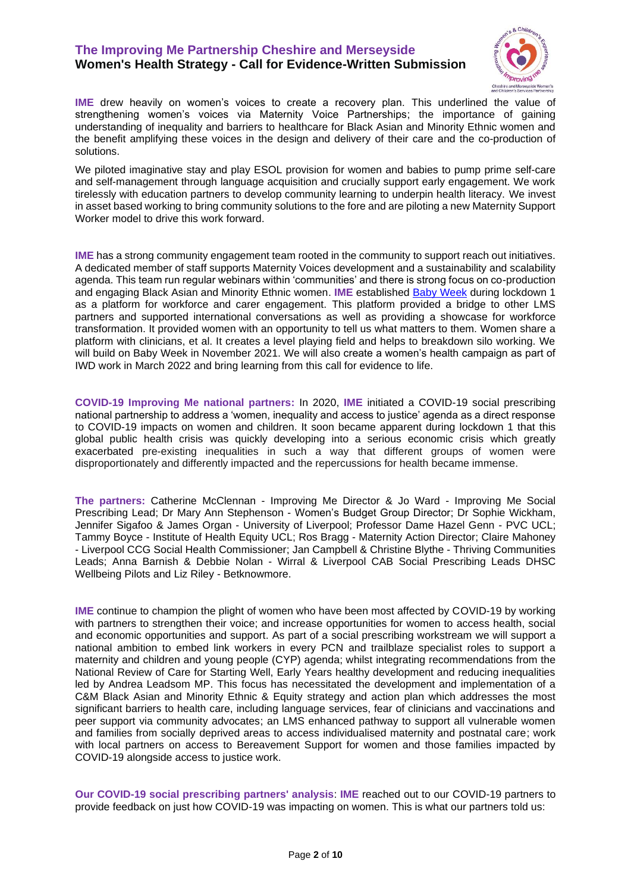**IME** drew heavily on women's voices to create a recovery plan. This underlined the value of strengthening women's voices via Maternity Voice Partnerships; the importance of gaining understanding of inequality and barriers to healthcare for Black Asian and Minority Ethnic women and the benefit amplifying these voices in the design and delivery of their care and the co-production of solutions.

We piloted imaginative stay and play ESOL provision for women and babies to pump prime self-care and self-management through language acquisition and crucially support early engagement. We work tirelessly with education partners to develop community learning to underpin health literacy. We invest in asset based working to bring community solutions to the fore and are piloting a new Maternity Support Worker model to drive this work forward.

**IME** has a strong community engagement team rooted in the community to support reach out initiatives. A dedicated member of staff supports Maternity Voices development and a sustainability and scalability agenda. This team run regular webinars within 'communities' and there is strong focus on co-production and engaging Black Asian and Minority Ethnic women. **IME** established Baby Week during lockdown 1 as a platform for workforce and carer engagement. This platform provided a bridge to other LMS partners and supported international conversations as well as providing a showcase for workforce transformation. It provided women with an opportunity to tell us what matters to them. Women share a platform with clinicians, et al. It creates a level playing field and helps to breakdown silo working. We will build on Baby Week in November 2021. We will also create a women's health campaign as part of IWD work in March 2022 and bring learning from this call for evidence to life.

**COVID-19 Improving Me national partners:** In 2020, **IME** initiated a COVID-19 social prescribing national partnership to address a 'women, inequality and access to justice' agenda as a direct response to COVID-19 impacts on women and children. It soon became apparent during lockdown 1 that this global public health crisis was quickly developing into a serious economic crisis which greatly exacerbated pre-existing inequalities in such a way that different groups of women were disproportionately and differently impacted and the repercussions for health became immense.

**The partners:** Catherine McClennan - Improving Me Director & Jo Ward - Improving Me Social Prescribing Lead; Dr Mary Ann Stephenson - Women's Budget Group Director; Dr Sophie Wickham, Jennifer Sigafoo & James Organ - University of Liverpool; Professor Dame Hazel Genn - PVC UCL; Tammy Boyce - Institute of Health Equity UCL; Ros Bragg - Maternity Action Director; Claire Mahoney - Liverpool CCG Social Health Commissioner; Jan Campbell & Christine Blythe - Thriving Communities Leads; Anna Barnish & Debbie Nolan - Wirral & Liverpool CAB Social Prescribing Leads DHSC Wellbeing Pilots and Liz Riley - Betknowmore.

**IME** continue to champion the plight of women who have been most affected by COVID-19 by working with partners to strengthen their voice; and increase opportunities for women to access health, social and economic opportunities and support. As part of a social prescribing workstream we will support a national ambition to embed link workers in every PCN and trailblaze specialist roles to support a maternity and children and young people (CYP) agenda; whilst integrating recommendations from the National Review of Care for Starting Well, Early Years healthy development and reducing inequalities led by Andrea Leadsom MP. This focus has necessitated the development and implementation of a C&M Black Asian and Minority Ethnic & Equity strategy and action plan which addresses the most significant barriers to health care, including language services, fear of clinicians and vaccinations and peer support via community advocates; an LMS enhanced pathway to support all vulnerable women and families from socially deprived areas to access individualised maternity and postnatal care; work with local partners on access to Bereavement Support for women and those families impacted by COVID-19 alongside access to justice work.

**Our COVID-19 social prescribing partners' analysis**: **IME** reached out to our COVID-19 partners to provide feedback on just how COVID-19 was impacting on women. This is what our partners told us: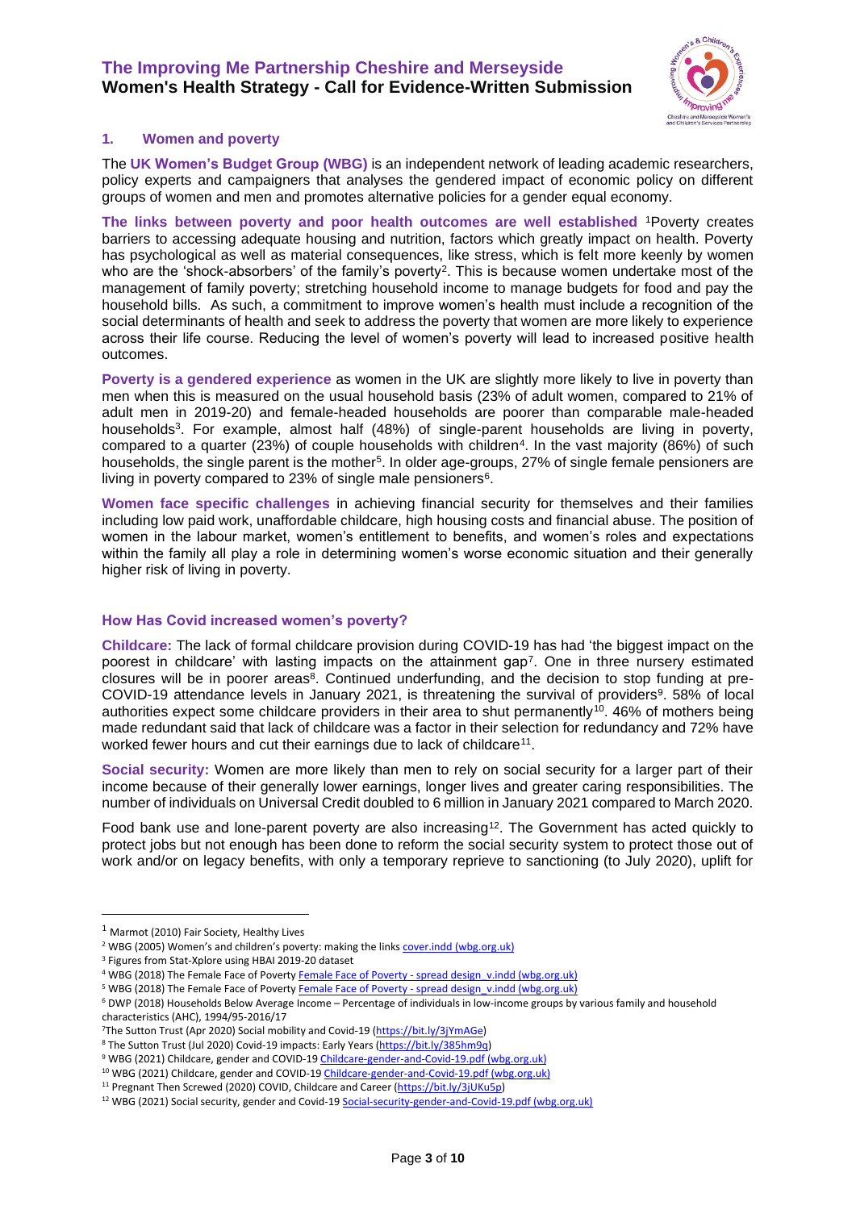## 1. Women and poverty

The **UK Women's Budget Group (WBG)** is an independent network of leading academic researchers, policy experts and campaigners that analyses the gendered impact of economic policy on different groups of women and men and promotes alternative policies for a gender equal economy.

**The links between poverty and poor health outcomes are well established** [1]Poverty creates barriers to accessing adequate housing and nutrition, factors which greatly impact on health. Poverty has psychological as well as material consequences, like stress, which is felt more keenly by women who are the 'shock-absorbers' of the family's poverty[2]. This is because women undertake most of the management of family poverty; stretching household income to manage budgets for food and pay the household bills. As such, a commitment to improve women's health must include a recognition of the social determinants of health and seek to address the poverty that women are more likely to experience across their life course. Reducing the level of women's poverty will lead to increased positive health outcomes.

**Poverty is a gendered experience** as women in the UK are slightly more likely to live in poverty than men when this is measured on the usual household basis (23% of adult women, compared to 21% of adult men in 2019-20) and female-headed households are poorer than comparable male-headed households[3]. For example, almost half (48%) of single-parent households are living in poverty, compared to a quarter (23%) of couple households with children[4]. In the vast majority (86%) of such households, the single parent is the mother[5]. In older age-groups, 27% of single female pensioners are living in poverty compared to 23% of single male pensioners[6].

**Women face specific challenges** in achieving financial security for themselves and their families including low paid work, unaffordable childcare, high housing costs and financial abuse. The position of women in the labour market, women's entitlement to benefits, and women's roles and expectations within the family all play a role in determining women's worse economic situation and their generally higher risk of living in poverty.

### How Has Covid increased women's poverty?

**Childcare:** The lack of formal childcare provision during COVID-19 has had 'the biggest impact on the poorest in childcare' with lasting impacts on the attainment gap[7]. One in three nursery estimated closures will be in poorer areas[8]. Continued underfunding, and the decision to stop funding at pre-COVID-19 attendance levels in January 2021, is threatening the survival of providers[9]. 58% of local authorities expect some childcare providers in their area to shut permanently[10]. 46% of mothers being made redundant said that lack of childcare was a factor in their selection for redundancy and 72% have worked fewer hours and cut their earnings due to lack of childcare[11].

**Social security:** Women are more likely than men to rely on social security for a larger part of their income because of their generally lower earnings, longer lives and greater caring responsibilities. The number of individuals on Universal Credit doubled to 6 million in January 2021 compared to March 2020.

Food bank use and lone-parent poverty are also increasing[12]. The Government has acted quickly to protect jobs but not enough has been done to reform the social security system to protect those out of work and/or on legacy benefits, with only a temporary reprieve to sanctioning (to July 2020), uplift for

---

[1] Marmot (2010) Fair Society, Healthy Lives

[2] WBG (2005) Women's and children's poverty: making the links cover.indd (wbg.org.uk)

[3] Figures from Stat-Xplore using HBAI 2019-20 dataset

[4] WBG (2018) The Female Face of Poverty Female Face of Poverty - spread design_v.indd (wbg.org.uk)

[5] WBG (2018) The Female Face of Poverty Female Face of Poverty - spread design_v.indd (wbg.org.uk)

[6] DWP (2018) Households Below Average Income – Percentage of individuals in low-income groups by various family and household characteristics (AHC), 1994/95-2016/17

[7] The Sutton Trust (Apr 2020) Social mobility and Covid-19 (https://bit.ly/3jYmAGe)

[8] The Sutton Trust (Jul 2020) Covid-19 impacts: Early Years (https://bit.ly/385hm9q)

[9] WBG (2021) Childcare, gender and COVID-19 Childcare-gender-and-Covid-19.pdf (wbg.org.uk)

[10] WBG (2021) Childcare, gender and COVID-19 Childcare-gender-and-Covid-19.pdf (wbg.org.uk)

[11] Pregnant Then Screwed (2020) COVID, Childcare and Career (https://bit.ly/3jUKu5p)

[12] WBG (2021) Social security, gender and Covid-19 Social-security-gender-and-Covid-19.pdf (wbg.org.uk)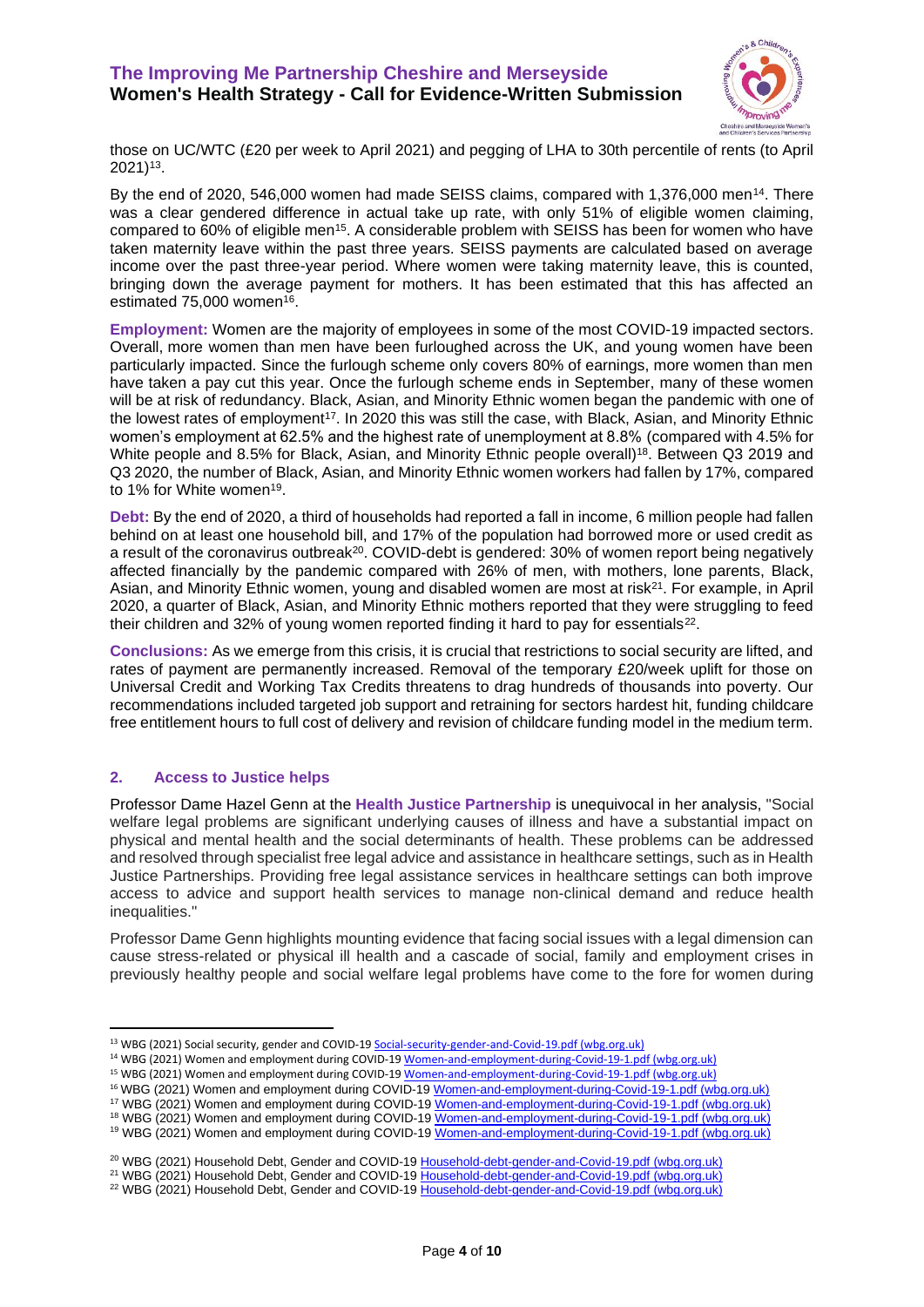those on UC/WTC (£20 per week to April 2021) and pegging of LHA to 30th percentile of rents (to April 2021)[13].

By the end of 2020, 546,000 women had made SEISS claims, compared with 1,376,000 men[14]. There was a clear gendered difference in actual take up rate, with only 51% of eligible women claiming, compared to 60% of eligible men[15]. A considerable problem with SEISS has been for women who have taken maternity leave within the past three years. SEISS payments are calculated based on average income over the past three-year period. Where women were taking maternity leave, this is counted, bringing down the average payment for mothers. It has been estimated that this has affected an estimated 75,000 women[16].

**Employment:** Women are the majority of employees in some of the most COVID-19 impacted sectors. Overall, more women than men have been furloughed across the UK, and young women have been particularly impacted. Since the furlough scheme only covers 80% of earnings, more women than men have taken a pay cut this year. Once the furlough scheme ends in September, many of these women will be at risk of redundancy. Black, Asian, and Minority Ethnic women began the pandemic with one of the lowest rates of employment[17]. In 2020 this was still the case, with Black, Asian, and Minority Ethnic women's employment at 62.5% and the highest rate of unemployment at 8.8% (compared with 4.5% for White people and 8.5% for Black, Asian, and Minority Ethnic people overall)[18]. Between Q3 2019 and Q3 2020, the number of Black, Asian, and Minority Ethnic women workers had fallen by 17%, compared to 1% for White women[19].

**Debt:** By the end of 2020, a third of households had reported a fall in income, 6 million people had fallen behind on at least one household bill, and 17% of the population had borrowed more or used credit as a result of the coronavirus outbreak[20]. COVID-debt is gendered: 30% of women report being negatively affected financially by the pandemic compared with 26% of men, with mothers, lone parents, Black, Asian, and Minority Ethnic women, young and disabled women are most at risk[21]. For example, in April 2020, a quarter of Black, Asian, and Minority Ethnic mothers reported that they were struggling to feed their children and 32% of young women reported finding it hard to pay for essentials[22].

**Conclusions:** As we emerge from this crisis, it is crucial that restrictions to social security are lifted, and rates of payment are permanently increased. Removal of the temporary £20/week uplift for those on Universal Credit and Working Tax Credits threatens to drag hundreds of thousands into poverty. Our recommendations included targeted job support and retraining for sectors hardest hit, funding childcare free entitlement hours to full cost of delivery and revision of childcare funding model in the medium term.

## 2. Access to Justice helps

Professor Dame Hazel Genn at the **Health Justice Partnership** is unequivocal in her analysis, "Social welfare legal problems are significant underlying causes of illness and have a substantial impact on physical and mental health and the social determinants of health. These problems can be addressed and resolved through specialist free legal advice and assistance in healthcare settings, such as in Health Justice Partnerships. Providing free legal assistance services in healthcare settings can both improve access to advice and support health services to manage non-clinical demand and reduce health inequalities."

Professor Dame Genn highlights mounting evidence that facing social issues with a legal dimension can cause stress-related or physical ill health and a cascade of social, family and employment crises in previously healthy people and social welfare legal problems have come to the fore for women during

---

[13] WBG (2021) Social security, gender and COVID-19 Social-security-gender-and-Covid-19.pdf (wbg.org.uk)

[14] WBG (2021) Women and employment during COVID-19 Women-and-employment-during-Covid-19-1.pdf (wbg.org.uk)

[15] WBG (2021) Women and employment during COVID-19 Women-and-employment-during-Covid-19-1.pdf (wbg.org.uk)

[16] WBG (2021) Women and employment during COVID-19 Women-and-employment-during-Covid-19-1.pdf (wbg.org.uk)

[17] WBG (2021) Women and employment during COVID-19 Women-and-employment-during-Covid-19-1.pdf (wbg.org.uk)

[18] WBG (2021) Women and employment during COVID-19 Women-and-employment-during-Covid-19-1.pdf (wbg.org.uk)

[19] WBG (2021) Women and employment during COVID-19 Women-and-employment-during-Covid-19-1.pdf (wbg.org.uk)

[20] WBG (2021) Household Debt, Gender and COVID-19 Household-debt-gender-and-Covid-19.pdf (wbg.org.uk)

[21] WBG (2021) Household Debt, Gender and COVID-19 Household-debt-gender-and-Covid-19.pdf (wbg.org.uk)

[22] WBG (2021) Household Debt, Gender and COVID-19 Household-debt-gender-and-Covid-19.pdf (wbg.org.uk)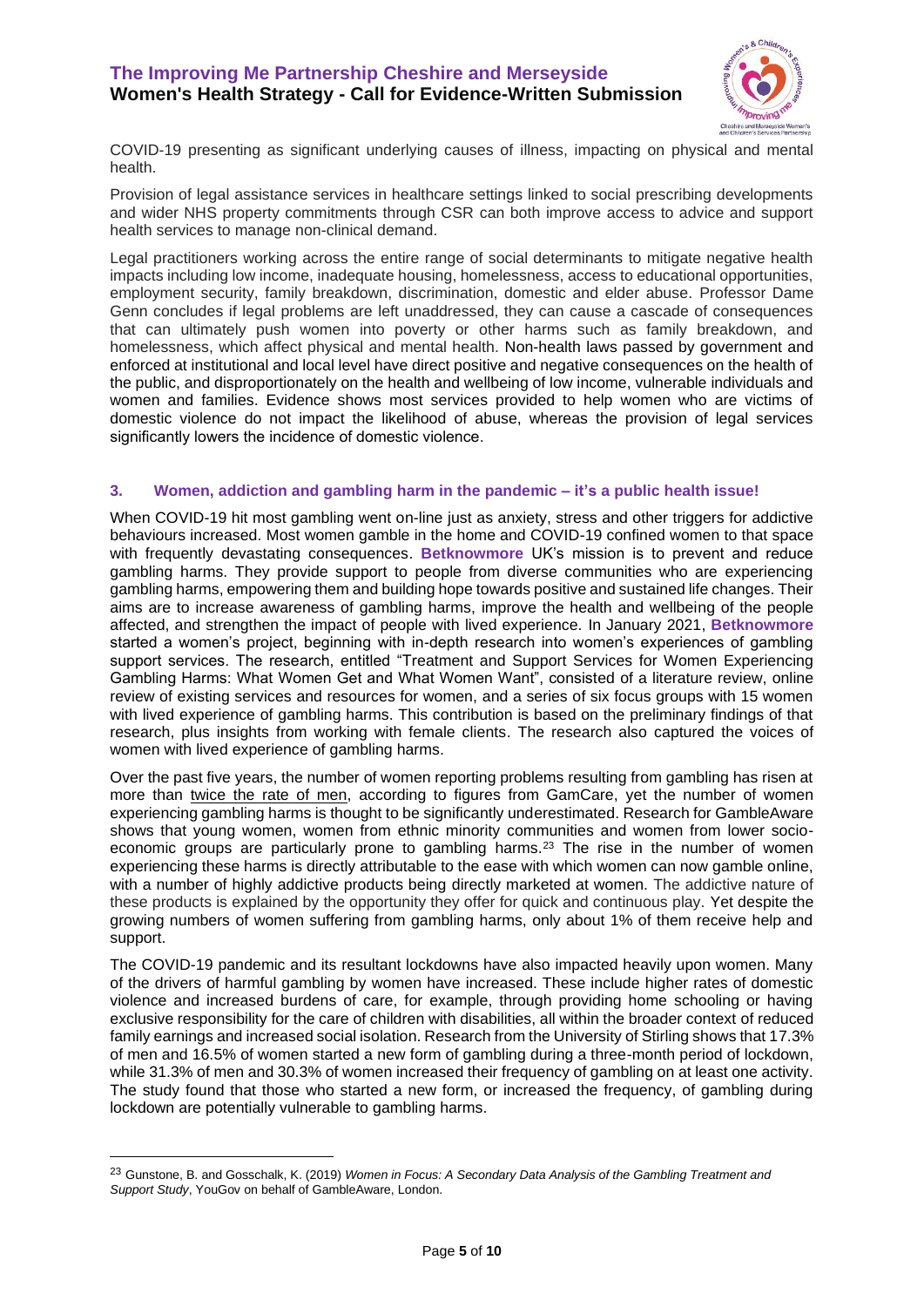COVID-19 presenting as significant underlying causes of illness, impacting on physical and mental health.

Provision of legal assistance services in healthcare settings linked to social prescribing developments and wider NHS property commitments through CSR can both improve access to advice and support health services to manage non-clinical demand.

Legal practitioners working across the entire range of social determinants to mitigate negative health impacts including low income, inadequate housing, homelessness, access to educational opportunities, employment security, family breakdown, discrimination, domestic and elder abuse. Professor Dame Genn concludes if legal problems are left unaddressed, they can cause a cascade of consequences that can ultimately push women into poverty or other harms such as family breakdown, and homelessness, which affect physical and mental health. Non-health laws passed by government and enforced at institutional and local level have direct positive and negative consequences on the health of the public, and disproportionately on the health and wellbeing of low income, vulnerable individuals and women and families. Evidence shows most services provided to help women who are victims of domestic violence do not impact the likelihood of abuse, whereas the provision of legal services significantly lowers the incidence of domestic violence.

### 3. Women, addiction and gambling harm in the pandemic – it's a public health issue!

When COVID-19 hit most gambling went on-line just as anxiety, stress and other triggers for addictive behaviours increased. Most women gamble in the home and COVID-19 confined women to that space with frequently devastating consequences. **Betknowmore** UK's mission is to prevent and reduce gambling harms. They provide support to people from diverse communities who are experiencing gambling harms, empowering them and building hope towards positive and sustained life changes. Their aims are to increase awareness of gambling harms, improve the health and wellbeing of the people affected, and strengthen the impact of people with lived experience. In January 2021, **Betknowmore** started a women's project, beginning with in-depth research into women's experiences of gambling support services. The research, entitled "Treatment and Support Services for Women Experiencing Gambling Harms: What Women Get and What Women Want", consisted of a literature review, online review of existing services and resources for women, and a series of six focus groups with 15 women with lived experience of gambling harms. This contribution is based on the preliminary findings of that research, plus insights from working with female clients. The research also captured the voices of women with lived experience of gambling harms.

Over the past five years, the number of women reporting problems resulting from gambling has risen at more than twice the rate of men, according to figures from GamCare, yet the number of women experiencing gambling harms is thought to be significantly underestimated. Research for GambleAware shows that young women, women from ethnic minority communities and women from lower socio-economic groups are particularly prone to gambling harms.[23] The rise in the number of women experiencing these harms is directly attributable to the ease with which women can now gamble online, with a number of highly addictive products being directly marketed at women. The addictive nature of these products is explained by the opportunity they offer for quick and continuous play. Yet despite the growing numbers of women suffering from gambling harms, only about 1% of them receive help and support.

The COVID-19 pandemic and its resultant lockdowns have also impacted heavily upon women. Many of the drivers of harmful gambling by women have increased. These include higher rates of domestic violence and increased burdens of care, for example, through providing home schooling or having exclusive responsibility for the care of children with disabilities, all within the broader context of reduced family earnings and increased social isolation. Research from the University of Stirling shows that 17.3% of men and 16.5% of women started a new form of gambling during a three-month period of lockdown, while 31.3% of men and 30.3% of women increased their frequency of gambling on at least one activity. The study found that those who started a new form, or increased the frequency, of gambling during lockdown are potentially vulnerable to gambling harms.

[23] Gunstone, B. and Gosschalk, K. (2019) *Women in Focus: A Secondary Data Analysis of the Gambling Treatment and Support Study*, YouGov on behalf of GambleAware, London.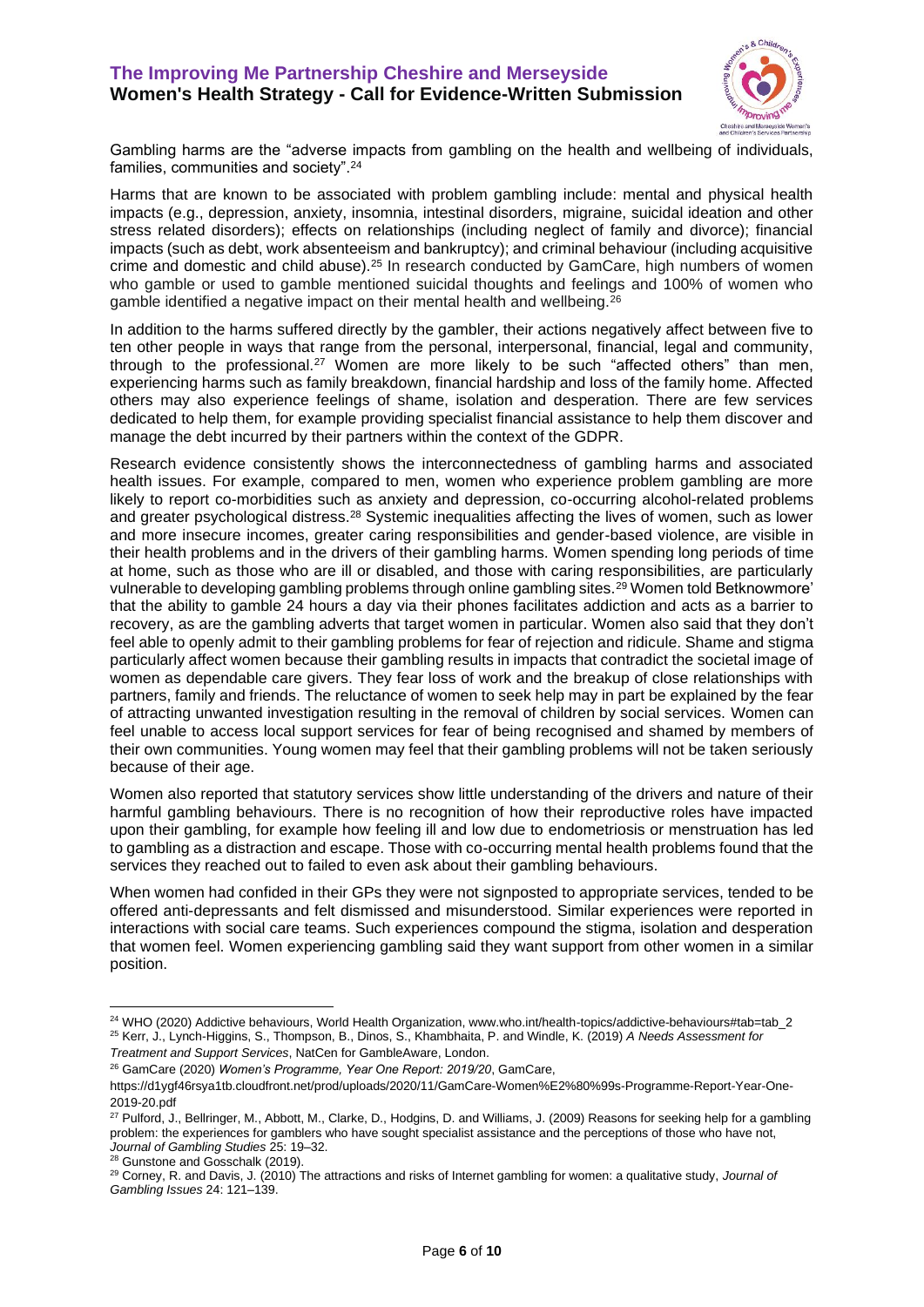Gambling harms are the "adverse impacts from gambling on the health and wellbeing of individuals, families, communities and society".[24]

Harms that are known to be associated with problem gambling include: mental and physical health impacts (e.g., depression, anxiety, insomnia, intestinal disorders, migraine, suicidal ideation and other stress related disorders); effects on relationships (including neglect of family and divorce); financial impacts (such as debt, work absenteeism and bankruptcy); and criminal behaviour (including acquisitive crime and domestic and child abuse).[25] In research conducted by GamCare, high numbers of women who gamble or used to gamble mentioned suicidal thoughts and feelings and 100% of women who gamble identified a negative impact on their mental health and wellbeing.[26]

In addition to the harms suffered directly by the gambler, their actions negatively affect between five to ten other people in ways that range from the personal, interpersonal, financial, legal and community, through to the professional.[27] Women are more likely to be such "affected others" than men, experiencing harms such as family breakdown, financial hardship and loss of the family home. Affected others may also experience feelings of shame, isolation and desperation. There are few services dedicated to help them, for example providing specialist financial assistance to help them discover and manage the debt incurred by their partners within the context of the GDPR.

Research evidence consistently shows the interconnectedness of gambling harms and associated health issues. For example, compared to men, women who experience problem gambling are more likely to report co-morbidities such as anxiety and depression, co-occurring alcohol-related problems and greater psychological distress.[28] Systemic inequalities affecting the lives of women, such as lower and more insecure incomes, greater caring responsibilities and gender-based violence, are visible in their health problems and in the drivers of their gambling harms. Women spending long periods of time at home, such as those who are ill or disabled, and those with caring responsibilities, are particularly vulnerable to developing gambling problems through online gambling sites.[29] Women told Betknowmore' that the ability to gamble 24 hours a day via their phones facilitates addiction and acts as a barrier to recovery, as are the gambling adverts that target women in particular. Women also said that they don't feel able to openly admit to their gambling problems for fear of rejection and ridicule. Shame and stigma particularly affect women because their gambling results in impacts that contradict the societal image of women as dependable care givers. They fear loss of work and the breakup of close relationships with partners, family and friends. The reluctance of women to seek help may in part be explained by the fear of attracting unwanted investigation resulting in the removal of children by social services. Women can feel unable to access local support services for fear of being recognised and shamed by members of their own communities. Young women may feel that their gambling problems will not be taken seriously because of their age.

Women also reported that statutory services show little understanding of the drivers and nature of their harmful gambling behaviours. There is no recognition of how their reproductive roles have impacted upon their gambling, for example how feeling ill and low due to endometriosis or menstruation has led to gambling as a distraction and escape. Those with co-occurring mental health problems found that the services they reached out to failed to even ask about their gambling behaviours.

When women had confided in their GPs they were not signposted to appropriate services, tended to be offered anti-depressants and felt dismissed and misunderstood. Similar experiences were reported in interactions with social care teams. Such experiences compound the stigma, isolation and desperation that women feel. Women experiencing gambling said they want support from other women in a similar position.

---

[24] WHO (2020) Addictive behaviours, World Health Organization, www.who.int/health-topics/addictive-behaviours#tab=tab_2

[25] Kerr, J., Lynch-Higgins, S., Thompson, B., Dinos, S., Khambhaita, P. and Windle, K. (2019) *A Needs Assessment for Treatment and Support Services*, NatCen for GambleAware, London.

[26] GamCare (2020) *Women's Programme, Year One Report: 2019/20*, GamCare, https://d1ygf46rsya1tb.cloudfront.net/prod/uploads/2020/11/GamCare-Women%E2%80%99s-Programme-Report-Year-One-2019-20.pdf

[27] Pulford, J., Bellringer, M., Abbott, M., Clarke, D., Hodgins, D. and Williams, J. (2009) Reasons for seeking help for a gambling problem: the experiences for gamblers who have sought specialist assistance and the perceptions of those who have not, *Journal of Gambling Studies* 25: 19–32.

[28] Gunstone and Gosschalk (2019).

[29] Corney, R. and Davis, J. (2010) The attractions and risks of Internet gambling for women: a qualitative study, *Journal of Gambling Issues* 24: 121–139.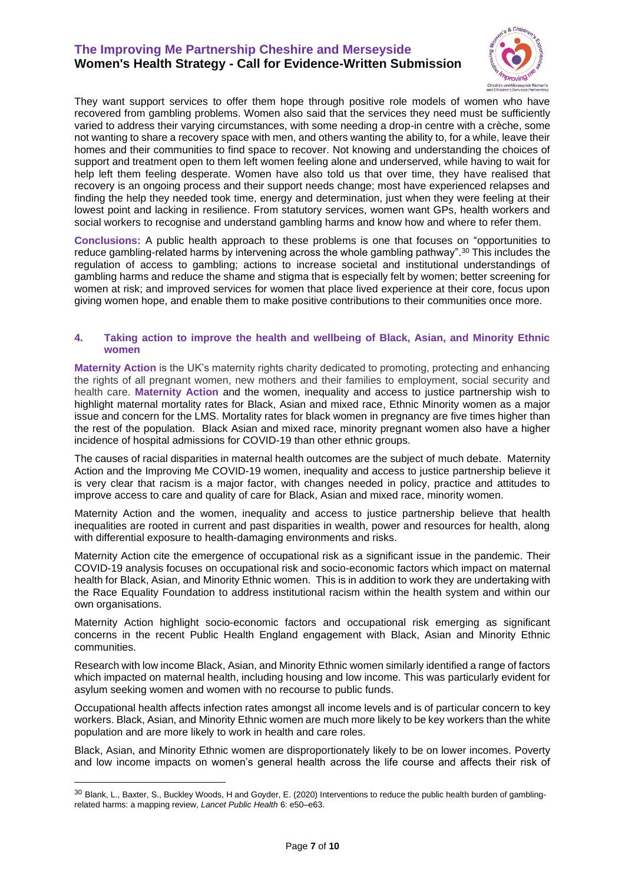They want support services to offer them hope through positive role models of women who have recovered from gambling problems. Women also said that the services they need must be sufficiently varied to address their varying circumstances, with some needing a drop-in centre with a crèche, some not wanting to share a recovery space with men, and others wanting the ability to, for a while, leave their homes and their communities to find space to recover. Not knowing and understanding the choices of support and treatment open to them left women feeling alone and underserved, while having to wait for help left them feeling desperate. Women have also told us that over time, they have realised that recovery is an ongoing process and their support needs change; most have experienced relapses and finding the help they needed took time, energy and determination, just when they were feeling at their lowest point and lacking in resilience. From statutory services, women want GPs, health workers and social workers to recognise and understand gambling harms and know how and where to refer them.

**Conclusions:** A public health approach to these problems is one that focuses on "opportunities to reduce gambling-related harms by intervening across the whole gambling pathway".[30] This includes the regulation of access to gambling; actions to increase societal and institutional understandings of gambling harms and reduce the shame and stigma that is especially felt by women; better screening for women at risk; and improved services for women that place lived experience at their core, focus upon giving women hope, and enable them to make positive contributions to their communities once more.

## 4. Taking action to improve the health and wellbeing of Black, Asian, and Minority Ethnic women

**Maternity Action** is the UK's maternity rights charity dedicated to promoting, protecting and enhancing the rights of all pregnant women, new mothers and their families to employment, social security and health care. **Maternity Action** and the women, inequality and access to justice partnership wish to highlight maternal mortality rates for Black, Asian and mixed race, Ethnic Minority women as a major issue and concern for the LMS. Mortality rates for black women in pregnancy are five times higher than the rest of the population. Black Asian and mixed race, minority pregnant women also have a higher incidence of hospital admissions for COVID-19 than other ethnic groups.

The causes of racial disparities in maternal health outcomes are the subject of much debate. Maternity Action and the Improving Me COVID-19 women, inequality and access to justice partnership believe it is very clear that racism is a major factor, with changes needed in policy, practice and attitudes to improve access to care and quality of care for Black, Asian and mixed race, minority women.

Maternity Action and the women, inequality and access to justice partnership believe that health inequalities are rooted in current and past disparities in wealth, power and resources for health, along with differential exposure to health-damaging environments and risks.

Maternity Action cite the emergence of occupational risk as a significant issue in the pandemic. Their COVID-19 analysis focuses on occupational risk and socio-economic factors which impact on maternal health for Black, Asian, and Minority Ethnic women. This is in addition to work they are undertaking with the Race Equality Foundation to address institutional racism within the health system and within our own organisations.

Maternity Action highlight socio-economic factors and occupational risk emerging as significant concerns in the recent Public Health England engagement with Black, Asian and Minority Ethnic communities.

Research with low income Black, Asian, and Minority Ethnic women similarly identified a range of factors which impacted on maternal health, including housing and low income. This was particularly evident for asylum seeking women and women with no recourse to public funds.

Occupational health affects infection rates amongst all income levels and is of particular concern to key workers. Black, Asian, and Minority Ethnic women are much more likely to be key workers than the white population and are more likely to work in health and care roles.

Black, Asian, and Minority Ethnic women are disproportionately likely to be on lower incomes. Poverty and low income impacts on women's general health across the life course and affects their risk of

---

[30] Blank, L., Baxter, S., Buckley Woods, H and Goyder, E. (2020) Interventions to reduce the public health burden of gambling-related harms: a mapping review, *Lancet Public Health* 6: e50–e63.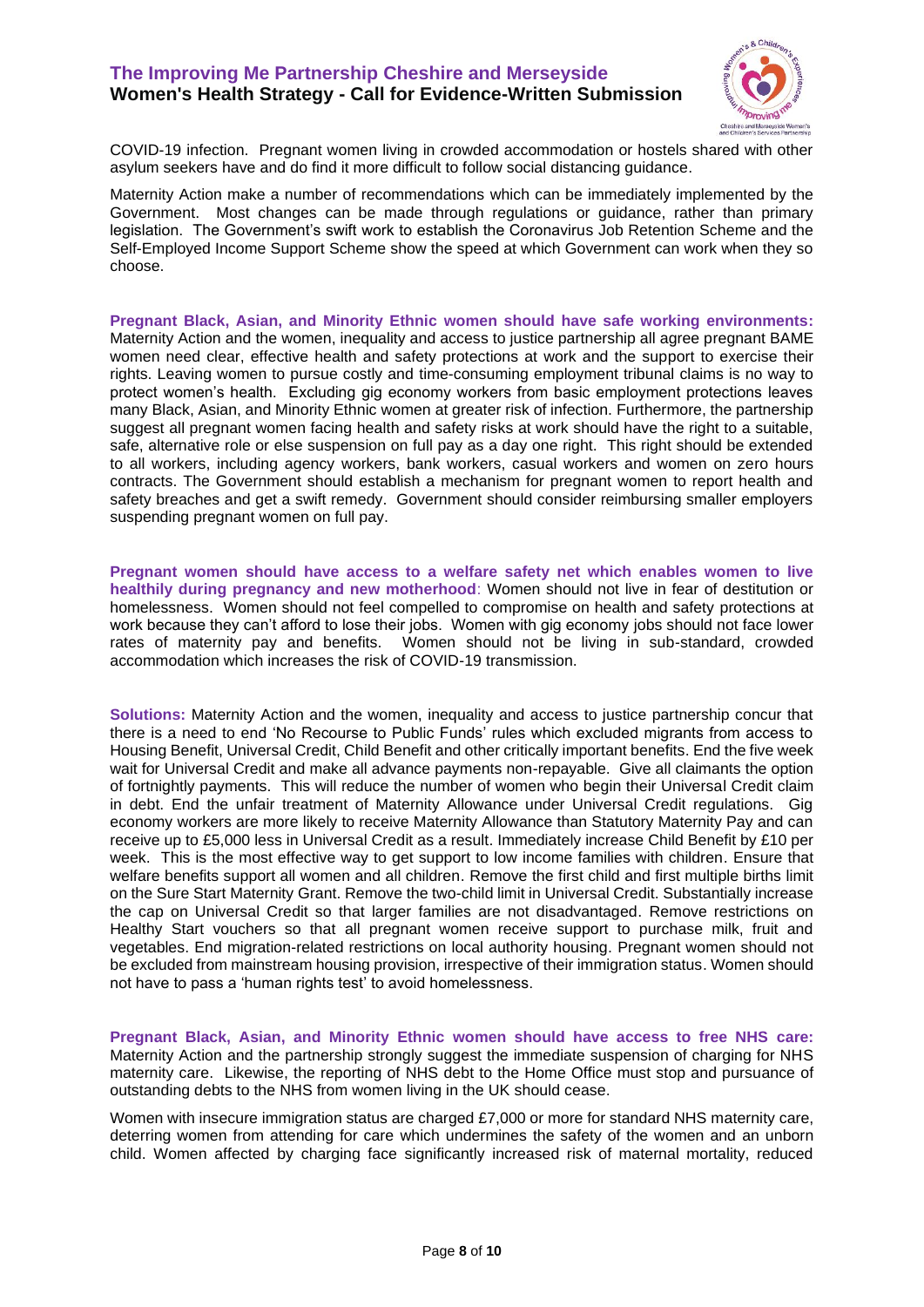COVID-19 infection. Pregnant women living in crowded accommodation or hostels shared with other asylum seekers have and do find it more difficult to follow social distancing guidance.

Maternity Action make a number of recommendations which can be immediately implemented by the Government. Most changes can be made through regulations or guidance, rather than primary legislation. The Government's swift work to establish the Coronavirus Job Retention Scheme and the Self-Employed Income Support Scheme show the speed at which Government can work when they so choose.

**Pregnant Black, Asian, and Minority Ethnic women should have safe working environments:** Maternity Action and the women, inequality and access to justice partnership all agree pregnant BAME women need clear, effective health and safety protections at work and the support to exercise their rights. Leaving women to pursue costly and time-consuming employment tribunal claims is no way to protect women's health. Excluding gig economy workers from basic employment protections leaves many Black, Asian, and Minority Ethnic women at greater risk of infection. Furthermore, the partnership suggest all pregnant women facing health and safety risks at work should have the right to a suitable, safe, alternative role or else suspension on full pay as a day one right. This right should be extended to all workers, including agency workers, bank workers, casual workers and women on zero hours contracts. The Government should establish a mechanism for pregnant women to report health and safety breaches and get a swift remedy. Government should consider reimbursing smaller employers suspending pregnant women on full pay.

**Pregnant women should have access to a welfare safety net which enables women to live healthily during pregnancy and new motherhood**: Women should not live in fear of destitution or homelessness. Women should not feel compelled to compromise on health and safety protections at work because they can't afford to lose their jobs. Women with gig economy jobs should not face lower rates of maternity pay and benefits. Women should not be living in sub-standard, crowded accommodation which increases the risk of COVID-19 transmission.

**Solutions:** Maternity Action and the women, inequality and access to justice partnership concur that there is a need to end 'No Recourse to Public Funds' rules which excluded migrants from access to Housing Benefit, Universal Credit, Child Benefit and other critically important benefits. End the five week wait for Universal Credit and make all advance payments non-repayable. Give all claimants the option of fortnightly payments. This will reduce the number of women who begin their Universal Credit claim in debt. End the unfair treatment of Maternity Allowance under Universal Credit regulations. Gig economy workers are more likely to receive Maternity Allowance than Statutory Maternity Pay and can receive up to £5,000 less in Universal Credit as a result. Immediately increase Child Benefit by £10 per week. This is the most effective way to get support to low income families with children. Ensure that welfare benefits support all women and all children. Remove the first child and first multiple births limit on the Sure Start Maternity Grant. Remove the two-child limit in Universal Credit. Substantially increase the cap on Universal Credit so that larger families are not disadvantaged. Remove restrictions on Healthy Start vouchers so that all pregnant women receive support to purchase milk, fruit and vegetables. End migration-related restrictions on local authority housing. Pregnant women should not be excluded from mainstream housing provision, irrespective of their immigration status. Women should not have to pass a 'human rights test' to avoid homelessness.

**Pregnant Black, Asian, and Minority Ethnic women should have access to free NHS care:** Maternity Action and the partnership strongly suggest the immediate suspension of charging for NHS maternity care. Likewise, the reporting of NHS debt to the Home Office must stop and pursuance of outstanding debts to the NHS from women living in the UK should cease.

Women with insecure immigration status are charged £7,000 or more for standard NHS maternity care, deterring women from attending for care which undermines the safety of the women and an unborn child. Women affected by charging face significantly increased risk of maternal mortality, reduced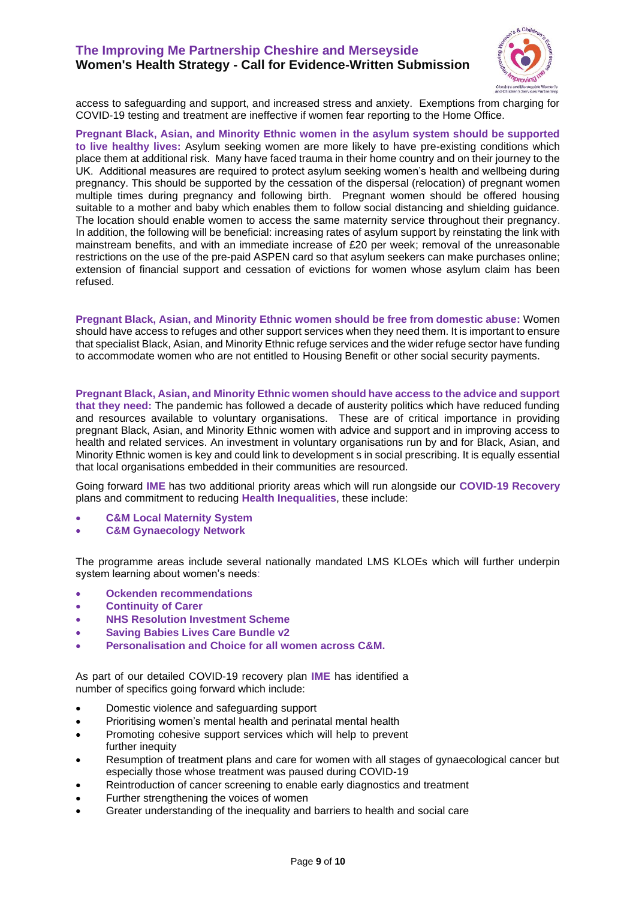access to safeguarding and support, and increased stress and anxiety. Exemptions from charging for COVID-19 testing and treatment are ineffective if women fear reporting to the Home Office.

**Pregnant Black, Asian, and Minority Ethnic women in the asylum system should be supported to live healthy lives:** Asylum seeking women are more likely to have pre-existing conditions which place them at additional risk. Many have faced trauma in their home country and on their journey to the UK. Additional measures are required to protect asylum seeking women's health and wellbeing during pregnancy. This should be supported by the cessation of the dispersal (relocation) of pregnant women multiple times during pregnancy and following birth. Pregnant women should be offered housing suitable to a mother and baby which enables them to follow social distancing and shielding guidance. The location should enable women to access the same maternity service throughout their pregnancy. In addition, the following will be beneficial: increasing rates of asylum support by reinstating the link with mainstream benefits, and with an immediate increase of £20 per week; removal of the unreasonable restrictions on the use of the pre-paid ASPEN card so that asylum seekers can make purchases online; extension of financial support and cessation of evictions for women whose asylum claim has been refused.

**Pregnant Black, Asian, and Minority Ethnic women should be free from domestic abuse:** Women should have access to refuges and other support services when they need them. It is important to ensure that specialist Black, Asian, and Minority Ethnic refuge services and the wider refuge sector have funding to accommodate women who are not entitled to Housing Benefit or other social security payments.

**Pregnant Black, Asian, and Minority Ethnic women should have access to the advice and support that they need:** The pandemic has followed a decade of austerity politics which have reduced funding and resources available to voluntary organisations. These are of critical importance in providing pregnant Black, Asian, and Minority Ethnic women with advice and support and in improving access to health and related services. An investment in voluntary organisations run by and for Black, Asian, and Minority Ethnic women is key and could link to development s in social prescribing. It is equally essential that local organisations embedded in their communities are resourced.

Going forward **IME** has two additional priority areas which will run alongside our **COVID-19 Recovery** plans and commitment to reducing **Health Inequalities**, these include:

- **C&M Local Maternity System**
- **C&M Gynaecology Network**

The programme areas include several nationally mandated LMS KLOEs which will further underpin system learning about women's needs:

- **Ockenden recommendations**
- **Continuity of Carer**
- **NHS Resolution Investment Scheme**
- **Saving Babies Lives Care Bundle v2**
- **Personalisation and Choice for all women across C&M.**

As part of our detailed COVID-19 recovery plan **IME** has identified a number of specifics going forward which include:

- Domestic violence and safeguarding support
- Prioritising women's mental health and perinatal mental health
- Promoting cohesive support services which will help to prevent further inequity
- Resumption of treatment plans and care for women with all stages of gynaecological cancer but especially those whose treatment was paused during COVID-19
- Reintroduction of cancer screening to enable early diagnostics and treatment
- Further strengthening the voices of women
- Greater understanding of the inequality and barriers to health and social care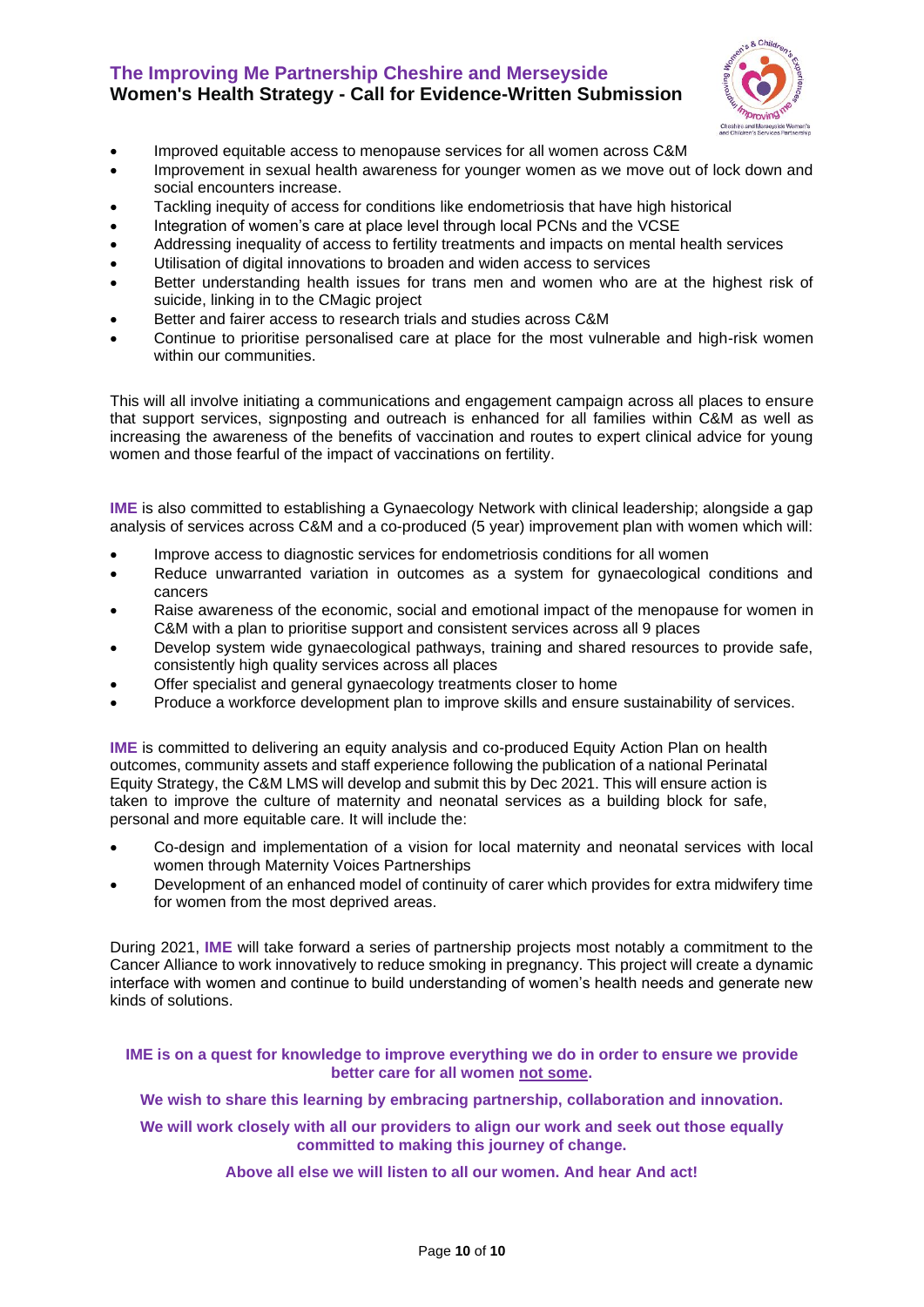- Improved equitable access to menopause services for all women across C&M
- Improvement in sexual health awareness for younger women as we move out of lock down and social encounters increase.
- Tackling inequity of access for conditions like endometriosis that have high historical
- Integration of women's care at place level through local PCNs and the VCSE
- Addressing inequality of access to fertility treatments and impacts on mental health services
- Utilisation of digital innovations to broaden and widen access to services
- Better understanding health issues for trans men and women who are at the highest risk of suicide, linking in to the CMagic project
- Better and fairer access to research trials and studies across C&M
- Continue to prioritise personalised care at place for the most vulnerable and high-risk women within our communities.

This will all involve initiating a communications and engagement campaign across all places to ensure that support services, signposting and outreach is enhanced for all families within C&M as well as increasing the awareness of the benefits of vaccination and routes to expert clinical advice for young women and those fearful of the impact of vaccinations on fertility.

**IME** is also committed to establishing a Gynaecology Network with clinical leadership; alongside a gap analysis of services across C&M and a co-produced (5 year) improvement plan with women which will:

- Improve access to diagnostic services for endometriosis conditions for all women
- Reduce unwarranted variation in outcomes as a system for gynaecological conditions and cancers
- Raise awareness of the economic, social and emotional impact of the menopause for women in C&M with a plan to prioritise support and consistent services across all 9 places
- Develop system wide gynaecological pathways, training and shared resources to provide safe, consistently high quality services across all places
- Offer specialist and general gynaecology treatments closer to home
- Produce a workforce development plan to improve skills and ensure sustainability of services.

**IME** is committed to delivering an equity analysis and co-produced Equity Action Plan on health outcomes, community assets and staff experience following the publication of a national Perinatal Equity Strategy, the C&M LMS will develop and submit this by Dec 2021. This will ensure action is taken to improve the culture of maternity and neonatal services as a building block for safe, personal and more equitable care. It will include the:

- Co-design and implementation of a vision for local maternity and neonatal services with local women through Maternity Voices Partnerships
- Development of an enhanced model of continuity of carer which provides for extra midwifery time for women from the most deprived areas.

During 2021, **IME** will take forward a series of partnership projects most notably a commitment to the Cancer Alliance to work innovatively to reduce smoking in pregnancy. This project will create a dynamic interface with women and continue to build understanding of women's health needs and generate new kinds of solutions.

**IME is on a quest for knowledge to improve everything we do in order to ensure we provide better care for all women not some.**

**We wish to share this learning by embracing partnership, collaboration and innovation.**

**We will work closely with all our providers to align our work and seek out those equally committed to making this journey of change.**

**Above all else we will listen to all our women. And hear And act!**